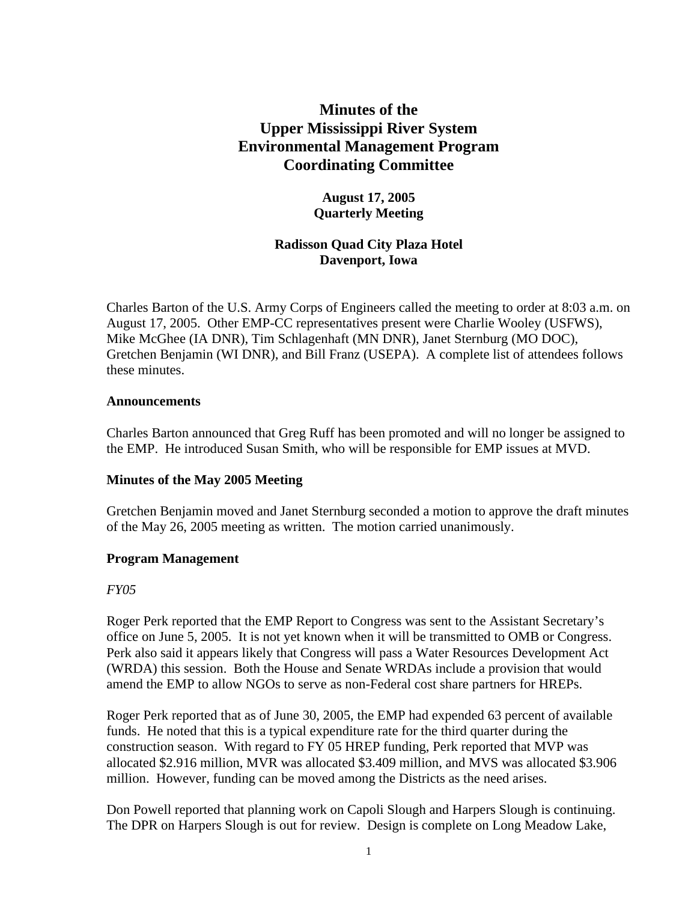# Minutes of the Upper Mississippi River System Environmental Management Program Coordinating Committee

**August 17, 2005**
**Quarterly Meeting**

**Radisson Quad City Plaza Hotel**
**Davenport, Iowa**

Charles Barton of the U.S. Army Corps of Engineers called the meeting to order at 8:03 a.m. on August 17, 2005. Other EMP-CC representatives present were Charlie Wooley (USFWS), Mike McGhee (IA DNR), Tim Schlagenhaft (MN DNR), Janet Sternburg (MO DOC), Gretchen Benjamin (WI DNR), and Bill Franz (USEPA). A complete list of attendees follows these minutes.

## Announcements

Charles Barton announced that Greg Ruff has been promoted and will no longer be assigned to the EMP. He introduced Susan Smith, who will be responsible for EMP issues at MVD.

## Minutes of the May 2005 Meeting

Gretchen Benjamin moved and Janet Sternburg seconded a motion to approve the draft minutes of the May 26, 2005 meeting as written. The motion carried unanimously.

## Program Management

*FY05*

Roger Perk reported that the EMP Report to Congress was sent to the Assistant Secretary's office on June 5, 2005. It is not yet known when it will be transmitted to OMB or Congress. Perk also said it appears likely that Congress will pass a Water Resources Development Act (WRDA) this session. Both the House and Senate WRDAs include a provision that would amend the EMP to allow NGOs to serve as non-Federal cost share partners for HREPs.

Roger Perk reported that as of June 30, 2005, the EMP had expended 63 percent of available funds. He noted that this is a typical expenditure rate for the third quarter during the construction season. With regard to FY 05 HREP funding, Perk reported that MVP was allocated $2.916 million, MVR was allocated $3.409 million, and MVS was allocated $3.906 million. However, funding can be moved among the Districts as the need arises.

Don Powell reported that planning work on Capoli Slough and Harpers Slough is continuing. The DPR on Harpers Slough is out for review. Design is complete on Long Meadow Lake,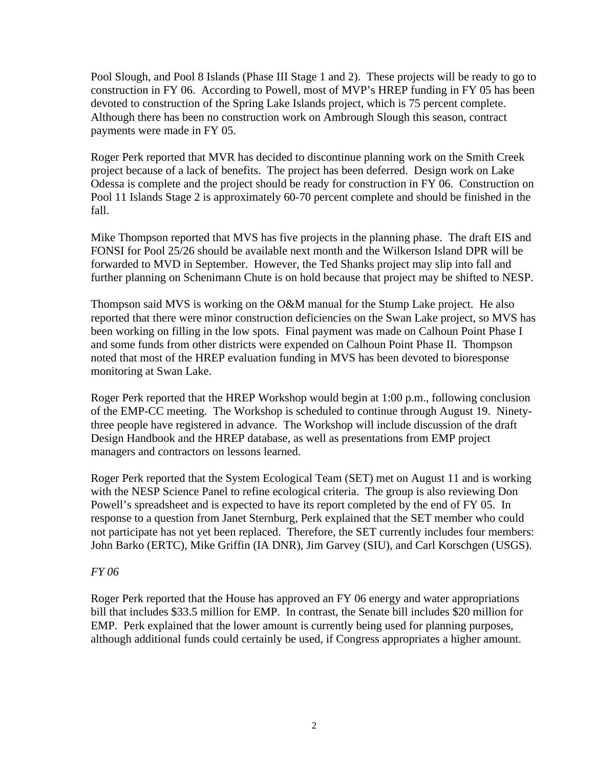Pool Slough, and Pool 8 Islands (Phase III Stage 1 and 2). These projects will be ready to go to construction in FY 06. According to Powell, most of MVP's HREP funding in FY 05 has been devoted to construction of the Spring Lake Islands project, which is 75 percent complete. Although there has been no construction work on Ambrough Slough this season, contract payments were made in FY 05.

Roger Perk reported that MVR has decided to discontinue planning work on the Smith Creek project because of a lack of benefits. The project has been deferred. Design work on Lake Odessa is complete and the project should be ready for construction in FY 06. Construction on Pool 11 Islands Stage 2 is approximately 60-70 percent complete and should be finished in the fall.

Mike Thompson reported that MVS has five projects in the planning phase. The draft EIS and FONSI for Pool 25/26 should be available next month and the Wilkerson Island DPR will be forwarded to MVD in September. However, the Ted Shanks project may slip into fall and further planning on Schenimann Chute is on hold because that project may be shifted to NESP.

Thompson said MVS is working on the O&M manual for the Stump Lake project. He also reported that there were minor construction deficiencies on the Swan Lake project, so MVS has been working on filling in the low spots. Final payment was made on Calhoun Point Phase I and some funds from other districts were expended on Calhoun Point Phase II. Thompson noted that most of the HREP evaluation funding in MVS has been devoted to bioresponse monitoring at Swan Lake.

Roger Perk reported that the HREP Workshop would begin at 1:00 p.m., following conclusion of the EMP-CC meeting. The Workshop is scheduled to continue through August 19. Ninety-three people have registered in advance. The Workshop will include discussion of the draft Design Handbook and the HREP database, as well as presentations from EMP project managers and contractors on lessons learned.

Roger Perk reported that the System Ecological Team (SET) met on August 11 and is working with the NESP Science Panel to refine ecological criteria. The group is also reviewing Don Powell's spreadsheet and is expected to have its report completed by the end of FY 05. In response to a question from Janet Sternburg, Perk explained that the SET member who could not participate has not yet been replaced. Therefore, the SET currently includes four members: John Barko (ERTC), Mike Griffin (IA DNR), Jim Garvey (SIU), and Carl Korschgen (USGS).

*FY 06*

Roger Perk reported that the House has approved an FY 06 energy and water appropriations bill that includes $33.5 million for EMP. In contrast, the Senate bill includes $20 million for EMP. Perk explained that the lower amount is currently being used for planning purposes, although additional funds could certainly be used, if Congress appropriates a higher amount.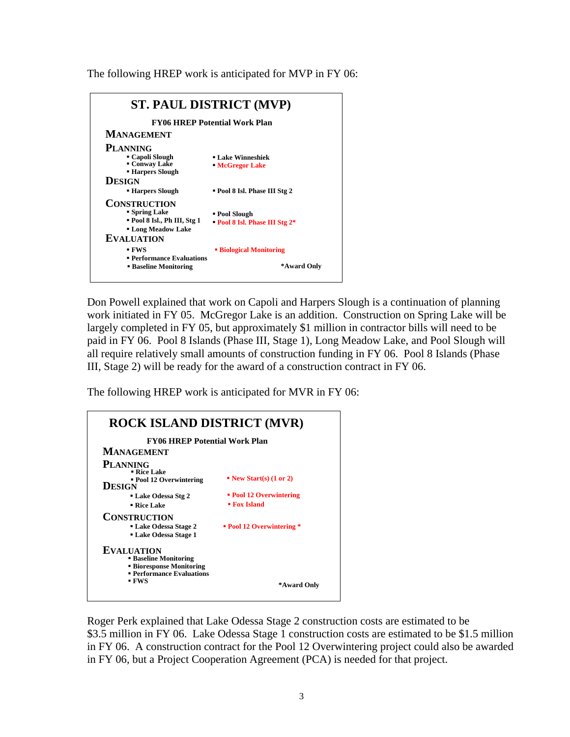The following HREP work is anticipated for MVP in FY 06:

**ST. PAUL DISTRICT (MVP)**

**FY06 HREP Potential Work Plan**

**MANAGEMENT**

**PLANNING**
- Capoli Slough
- Conway Lake
- Harpers Slough
- Lake Winneshiek
- McGregor Lake

**DESIGN**
- Harpers Slough
- Pool 8 Isl. Phase III Stg 2

**CONSTRUCTION**
- Spring Lake
- Pool 8 Isl., Ph III, Stg 1
- Long Meadow Lake
- Pool Slough
- Pool 8 Isl. Phase III Stg 2*

**EVALUATION**
- FWS
- Performance Evaluations
- Baseline Monitoring
- Biological Monitoring

*Award Only

Don Powell explained that work on Capoli and Harpers Slough is a continuation of planning work initiated in FY 05. McGregor Lake is an addition. Construction on Spring Lake will be largely completed in FY 05, but approximately $1 million in contractor bills will need to be paid in FY 06. Pool 8 Islands (Phase III, Stage 1), Long Meadow Lake, and Pool Slough will all require relatively small amounts of construction funding in FY 06. Pool 8 Islands (Phase III, Stage 2) will be ready for the award of a construction contract in FY 06.

The following HREP work is anticipated for MVR in FY 06:

**ROCK ISLAND DISTRICT (MVR)**

**FY06 HREP Potential Work Plan**

**MANAGEMENT**

**PLANNING**
- Rice Lake
- Pool 12 Overwintering
- New Start(s) (1 or 2)

**DESIGN**
- Lake Odessa Stg 2
- Rice Lake
- Pool 12 Overwintering
- Fox Island

**CONSTRUCTION**
- Lake Odessa Stage 2
- Lake Odessa Stage 1
- Pool 12 Overwintering *

**EVALUATION**
- Baseline Monitoring
- Bioresponse Monitoring
- Performance Evaluations
- FWS

*Award Only

Roger Perk explained that Lake Odessa Stage 2 construction costs are estimated to be $3.5 million in FY 06. Lake Odessa Stage 1 construction costs are estimated to be $1.5 million in FY 06. A construction contract for the Pool 12 Overwintering project could also be awarded in FY 06, but a Project Cooperation Agreement (PCA) is needed for that project.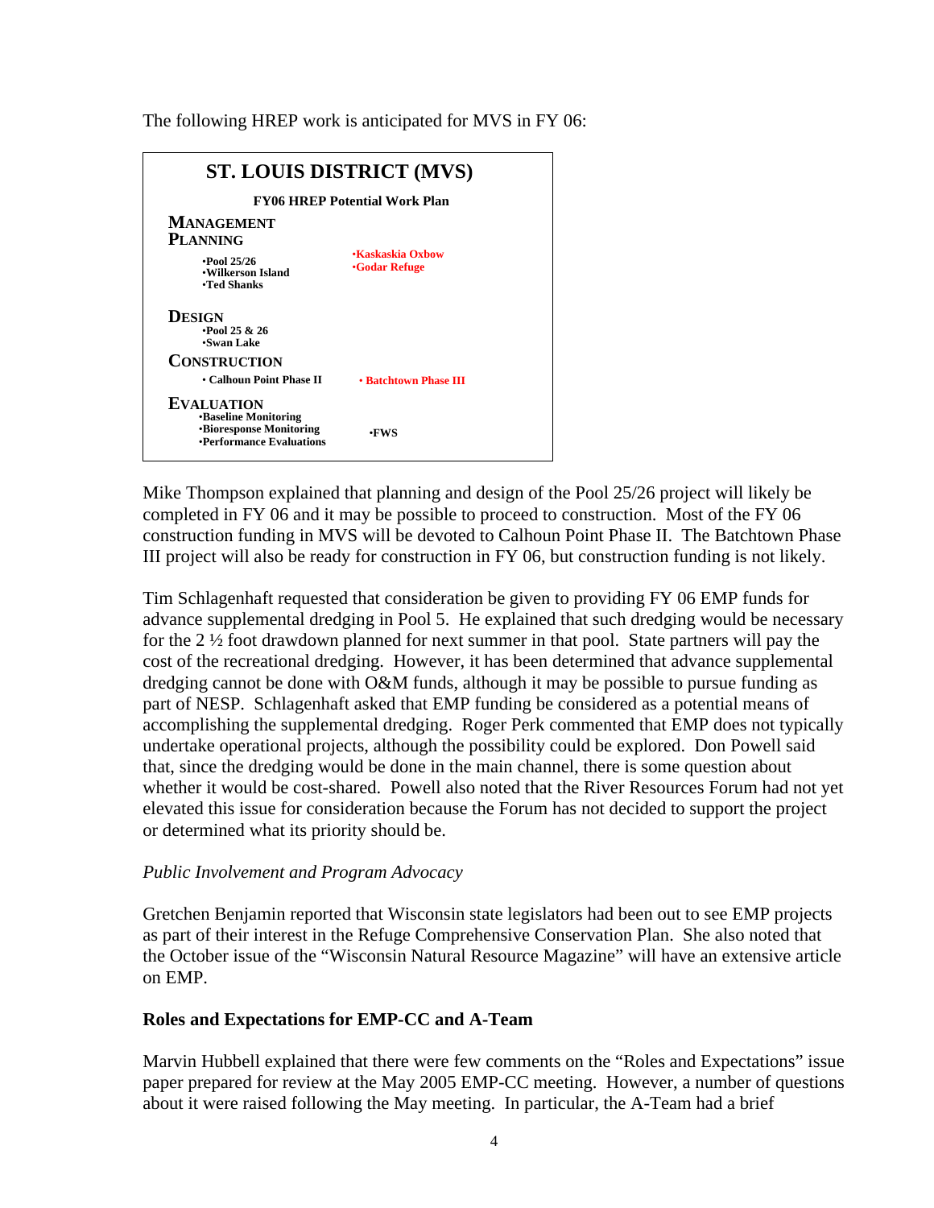The following HREP work is anticipated for MVS in FY 06:

**ST. LOUIS DISTRICT (MVS)**

**FY06 HREP Potential Work Plan**

**MANAGEMENT PLANNING**

- **Pool 25/26**
- **Wilkerson Island**
- **Ted Shanks**
- **Kaskaskia Oxbow**
- **Godar Refuge**

**DESIGN**

- **Pool 25 & 26**
- **Swan Lake**

**CONSTRUCTION**

- **Calhoun Point Phase II**
- **Batchtown Phase III**

**EVALUATION**

- **Baseline Monitoring**
- **Bioresponse Monitoring**
- **Performance Evaluations**
- **FWS**

Mike Thompson explained that planning and design of the Pool 25/26 project will likely be completed in FY 06 and it may be possible to proceed to construction. Most of the FY 06 construction funding in MVS will be devoted to Calhoun Point Phase II. The Batchtown Phase III project will also be ready for construction in FY 06, but construction funding is not likely.

Tim Schlagenhaft requested that consideration be given to providing FY 06 EMP funds for advance supplemental dredging in Pool 5. He explained that such dredging would be necessary for the 2 ½ foot drawdown planned for next summer in that pool. State partners will pay the cost of the recreational dredging. However, it has been determined that advance supplemental dredging cannot be done with O&M funds, although it may be possible to pursue funding as part of NESP. Schlagenhaft asked that EMP funding be considered as a potential means of accomplishing the supplemental dredging. Roger Perk commented that EMP does not typically undertake operational projects, although the possibility could be explored. Don Powell said that, since the dredging would be done in the main channel, there is some question about whether it would be cost-shared. Powell also noted that the River Resources Forum had not yet elevated this issue for consideration because the Forum has not decided to support the project or determined what its priority should be.

*Public Involvement and Program Advocacy*

Gretchen Benjamin reported that Wisconsin state legislators had been out to see EMP projects as part of their interest in the Refuge Comprehensive Conservation Plan. She also noted that the October issue of the "Wisconsin Natural Resource Magazine" will have an extensive article on EMP.

## Roles and Expectations for EMP-CC and A-Team

Marvin Hubbell explained that there were few comments on the "Roles and Expectations" issue paper prepared for review at the May 2005 EMP-CC meeting. However, a number of questions about it were raised following the May meeting. In particular, the A-Team had a brief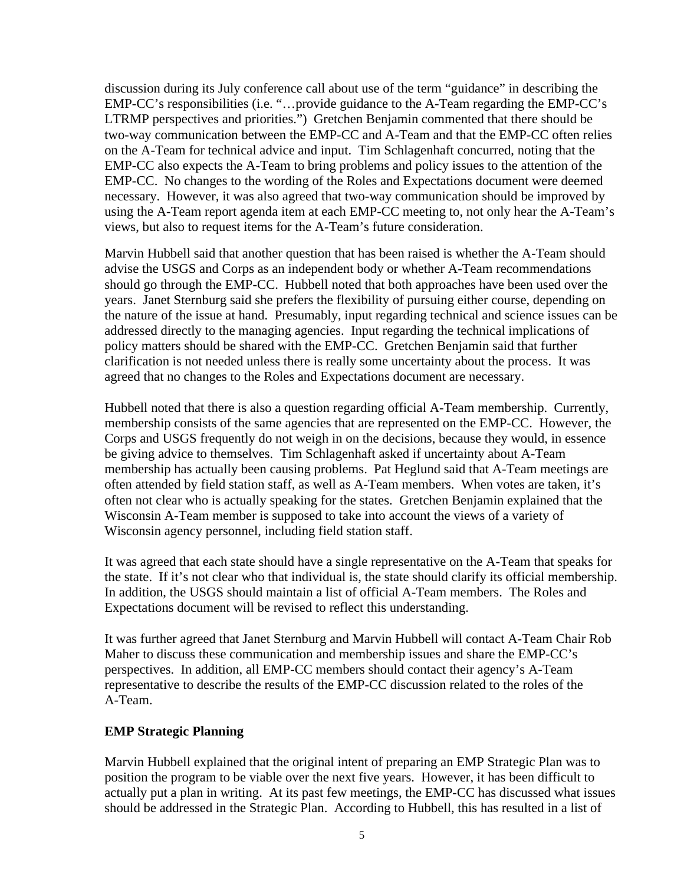discussion during its July conference call about use of the term "guidance" in describing the EMP-CC's responsibilities (i.e. "…provide guidance to the A-Team regarding the EMP-CC's LTRMP perspectives and priorities.") Gretchen Benjamin commented that there should be two-way communication between the EMP-CC and A-Team and that the EMP-CC often relies on the A-Team for technical advice and input. Tim Schlagenhaft concurred, noting that the EMP-CC also expects the A-Team to bring problems and policy issues to the attention of the EMP-CC. No changes to the wording of the Roles and Expectations document were deemed necessary. However, it was also agreed that two-way communication should be improved by using the A-Team report agenda item at each EMP-CC meeting to, not only hear the A-Team's views, but also to request items for the A-Team's future consideration.

Marvin Hubbell said that another question that has been raised is whether the A-Team should advise the USGS and Corps as an independent body or whether A-Team recommendations should go through the EMP-CC. Hubbell noted that both approaches have been used over the years. Janet Sternburg said she prefers the flexibility of pursuing either course, depending on the nature of the issue at hand. Presumably, input regarding technical and science issues can be addressed directly to the managing agencies. Input regarding the technical implications of policy matters should be shared with the EMP-CC. Gretchen Benjamin said that further clarification is not needed unless there is really some uncertainty about the process. It was agreed that no changes to the Roles and Expectations document are necessary.

Hubbell noted that there is also a question regarding official A-Team membership. Currently, membership consists of the same agencies that are represented on the EMP-CC. However, the Corps and USGS frequently do not weigh in on the decisions, because they would, in essence be giving advice to themselves. Tim Schlagenhaft asked if uncertainty about A-Team membership has actually been causing problems. Pat Heglund said that A-Team meetings are often attended by field station staff, as well as A-Team members. When votes are taken, it's often not clear who is actually speaking for the states. Gretchen Benjamin explained that the Wisconsin A-Team member is supposed to take into account the views of a variety of Wisconsin agency personnel, including field station staff.

It was agreed that each state should have a single representative on the A-Team that speaks for the state. If it's not clear who that individual is, the state should clarify its official membership. In addition, the USGS should maintain a list of official A-Team members. The Roles and Expectations document will be revised to reflect this understanding.

It was further agreed that Janet Sternburg and Marvin Hubbell will contact A-Team Chair Rob Maher to discuss these communication and membership issues and share the EMP-CC's perspectives. In addition, all EMP-CC members should contact their agency's A-Team representative to describe the results of the EMP-CC discussion related to the roles of the A-Team.

**EMP Strategic Planning**

Marvin Hubbell explained that the original intent of preparing an EMP Strategic Plan was to position the program to be viable over the next five years. However, it has been difficult to actually put a plan in writing. At its past few meetings, the EMP-CC has discussed what issues should be addressed in the Strategic Plan. According to Hubbell, this has resulted in a list of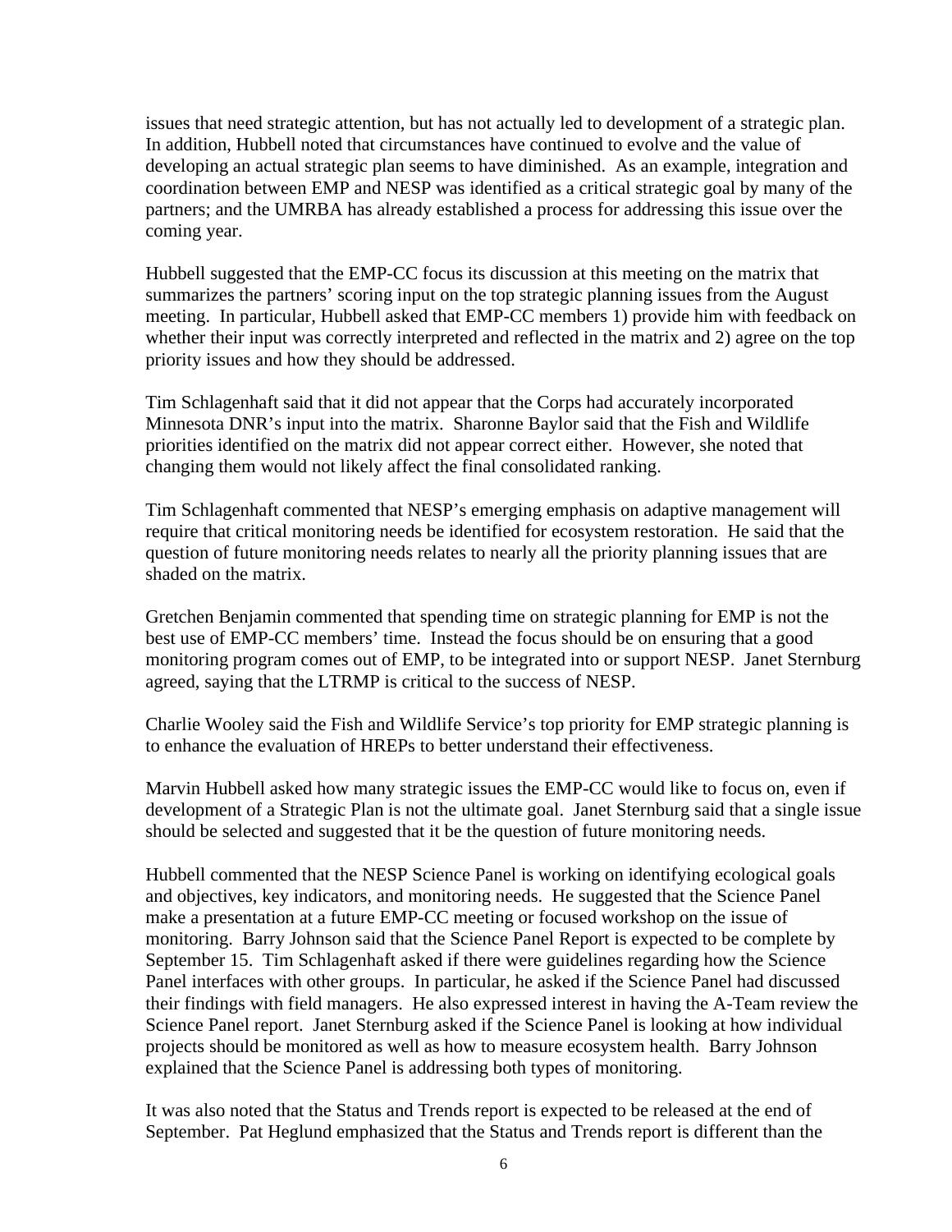issues that need strategic attention, but has not actually led to development of a strategic plan. In addition, Hubbell noted that circumstances have continued to evolve and the value of developing an actual strategic plan seems to have diminished. As an example, integration and coordination between EMP and NESP was identified as a critical strategic goal by many of the partners; and the UMRBA has already established a process for addressing this issue over the coming year.

Hubbell suggested that the EMP-CC focus its discussion at this meeting on the matrix that summarizes the partners' scoring input on the top strategic planning issues from the August meeting. In particular, Hubbell asked that EMP-CC members 1) provide him with feedback on whether their input was correctly interpreted and reflected in the matrix and 2) agree on the top priority issues and how they should be addressed.

Tim Schlagenhaft said that it did not appear that the Corps had accurately incorporated Minnesota DNR's input into the matrix. Sharonne Baylor said that the Fish and Wildlife priorities identified on the matrix did not appear correct either. However, she noted that changing them would not likely affect the final consolidated ranking.

Tim Schlagenhaft commented that NESP's emerging emphasis on adaptive management will require that critical monitoring needs be identified for ecosystem restoration. He said that the question of future monitoring needs relates to nearly all the priority planning issues that are shaded on the matrix.

Gretchen Benjamin commented that spending time on strategic planning for EMP is not the best use of EMP-CC members' time. Instead the focus should be on ensuring that a good monitoring program comes out of EMP, to be integrated into or support NESP. Janet Sternburg agreed, saying that the LTRMP is critical to the success of NESP.

Charlie Wooley said the Fish and Wildlife Service's top priority for EMP strategic planning is to enhance the evaluation of HREPs to better understand their effectiveness.

Marvin Hubbell asked how many strategic issues the EMP-CC would like to focus on, even if development of a Strategic Plan is not the ultimate goal. Janet Sternburg said that a single issue should be selected and suggested that it be the question of future monitoring needs.

Hubbell commented that the NESP Science Panel is working on identifying ecological goals and objectives, key indicators, and monitoring needs. He suggested that the Science Panel make a presentation at a future EMP-CC meeting or focused workshop on the issue of monitoring. Barry Johnson said that the Science Panel Report is expected to be complete by September 15. Tim Schlagenhaft asked if there were guidelines regarding how the Science Panel interfaces with other groups. In particular, he asked if the Science Panel had discussed their findings with field managers. He also expressed interest in having the A-Team review the Science Panel report. Janet Sternburg asked if the Science Panel is looking at how individual projects should be monitored as well as how to measure ecosystem health. Barry Johnson explained that the Science Panel is addressing both types of monitoring.

It was also noted that the Status and Trends report is expected to be released at the end of September. Pat Heglund emphasized that the Status and Trends report is different than the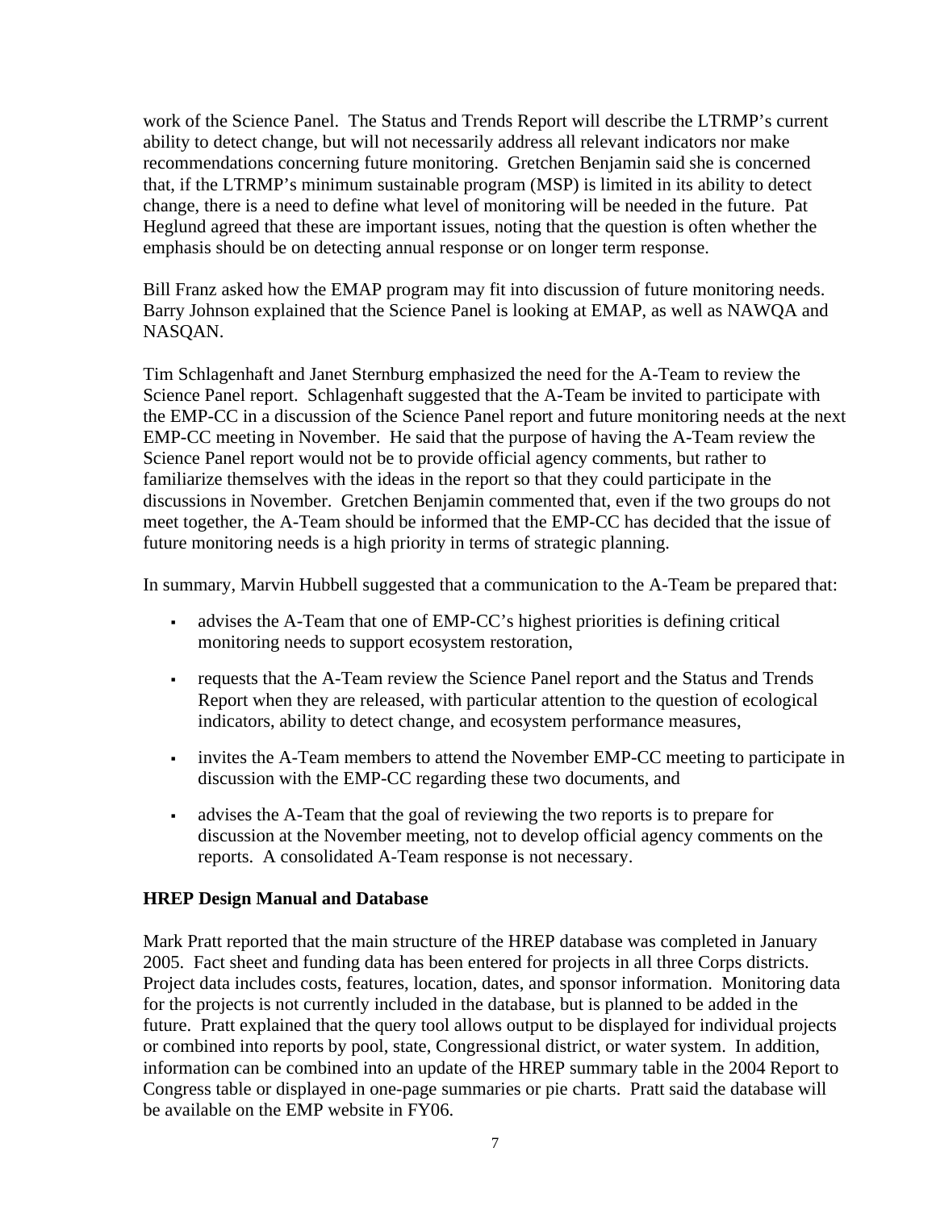work of the Science Panel. The Status and Trends Report will describe the LTRMP's current ability to detect change, but will not necessarily address all relevant indicators nor make recommendations concerning future monitoring. Gretchen Benjamin said she is concerned that, if the LTRMP's minimum sustainable program (MSP) is limited in its ability to detect change, there is a need to define what level of monitoring will be needed in the future. Pat Heglund agreed that these are important issues, noting that the question is often whether the emphasis should be on detecting annual response or on longer term response.

Bill Franz asked how the EMAP program may fit into discussion of future monitoring needs. Barry Johnson explained that the Science Panel is looking at EMAP, as well as NAWQA and NASQAN.

Tim Schlagenhaft and Janet Sternburg emphasized the need for the A-Team to review the Science Panel report. Schlagenhaft suggested that the A-Team be invited to participate with the EMP-CC in a discussion of the Science Panel report and future monitoring needs at the next EMP-CC meeting in November. He said that the purpose of having the A-Team review the Science Panel report would not be to provide official agency comments, but rather to familiarize themselves with the ideas in the report so that they could participate in the discussions in November. Gretchen Benjamin commented that, even if the two groups do not meet together, the A-Team should be informed that the EMP-CC has decided that the issue of future monitoring needs is a high priority in terms of strategic planning.

In summary, Marvin Hubbell suggested that a communication to the A-Team be prepared that:

- advises the A-Team that one of EMP-CC's highest priorities is defining critical monitoring needs to support ecosystem restoration,
- requests that the A-Team review the Science Panel report and the Status and Trends Report when they are released, with particular attention to the question of ecological indicators, ability to detect change, and ecosystem performance measures,
- invites the A-Team members to attend the November EMP-CC meeting to participate in discussion with the EMP-CC regarding these two documents, and
- advises the A-Team that the goal of reviewing the two reports is to prepare for discussion at the November meeting, not to develop official agency comments on the reports. A consolidated A-Team response is not necessary.

**HREP Design Manual and Database**

Mark Pratt reported that the main structure of the HREP database was completed in January 2005. Fact sheet and funding data has been entered for projects in all three Corps districts. Project data includes costs, features, location, dates, and sponsor information. Monitoring data for the projects is not currently included in the database, but is planned to be added in the future. Pratt explained that the query tool allows output to be displayed for individual projects or combined into reports by pool, state, Congressional district, or water system. In addition, information can be combined into an update of the HREP summary table in the 2004 Report to Congress table or displayed in one-page summaries or pie charts. Pratt said the database will be available on the EMP website in FY06.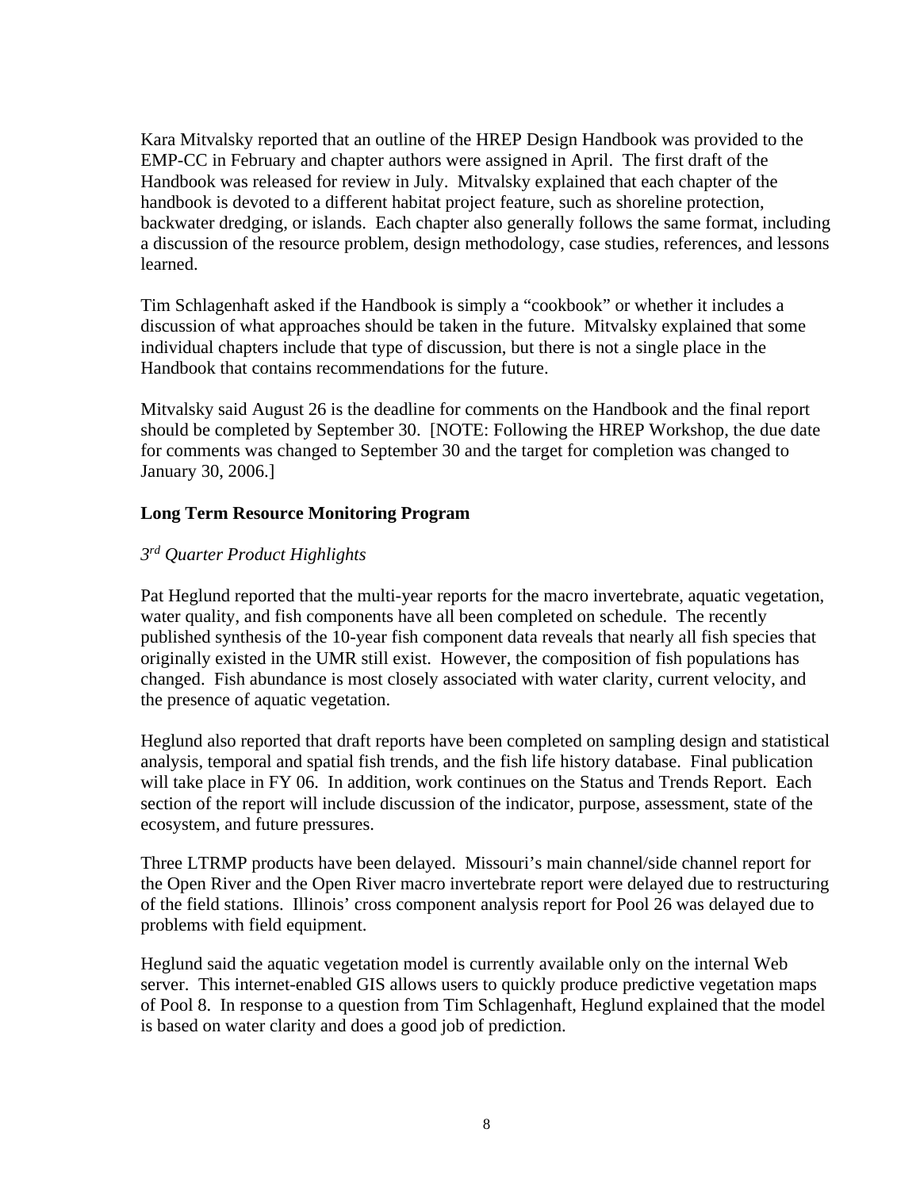Kara Mitvalsky reported that an outline of the HREP Design Handbook was provided to the EMP-CC in February and chapter authors were assigned in April. The first draft of the Handbook was released for review in July. Mitvalsky explained that each chapter of the handbook is devoted to a different habitat project feature, such as shoreline protection, backwater dredging, or islands. Each chapter also generally follows the same format, including a discussion of the resource problem, design methodology, case studies, references, and lessons learned.

Tim Schlagenhaft asked if the Handbook is simply a "cookbook" or whether it includes a discussion of what approaches should be taken in the future. Mitvalsky explained that some individual chapters include that type of discussion, but there is not a single place in the Handbook that contains recommendations for the future.

Mitvalsky said August 26 is the deadline for comments on the Handbook and the final report should be completed by September 30. [NOTE: Following the HREP Workshop, the due date for comments was changed to September 30 and the target for completion was changed to January 30, 2006.]

**Long Term Resource Monitoring Program**

*3rd Quarter Product Highlights*

Pat Heglund reported that the multi-year reports for the macro invertebrate, aquatic vegetation, water quality, and fish components have all been completed on schedule. The recently published synthesis of the 10-year fish component data reveals that nearly all fish species that originally existed in the UMR still exist. However, the composition of fish populations has changed. Fish abundance is most closely associated with water clarity, current velocity, and the presence of aquatic vegetation.

Heglund also reported that draft reports have been completed on sampling design and statistical analysis, temporal and spatial fish trends, and the fish life history database. Final publication will take place in FY 06. In addition, work continues on the Status and Trends Report. Each section of the report will include discussion of the indicator, purpose, assessment, state of the ecosystem, and future pressures.

Three LTRMP products have been delayed. Missouri's main channel/side channel report for the Open River and the Open River macro invertebrate report were delayed due to restructuring of the field stations. Illinois' cross component analysis report for Pool 26 was delayed due to problems with field equipment.

Heglund said the aquatic vegetation model is currently available only on the internal Web server. This internet-enabled GIS allows users to quickly produce predictive vegetation maps of Pool 8. In response to a question from Tim Schlagenhaft, Heglund explained that the model is based on water clarity and does a good job of prediction.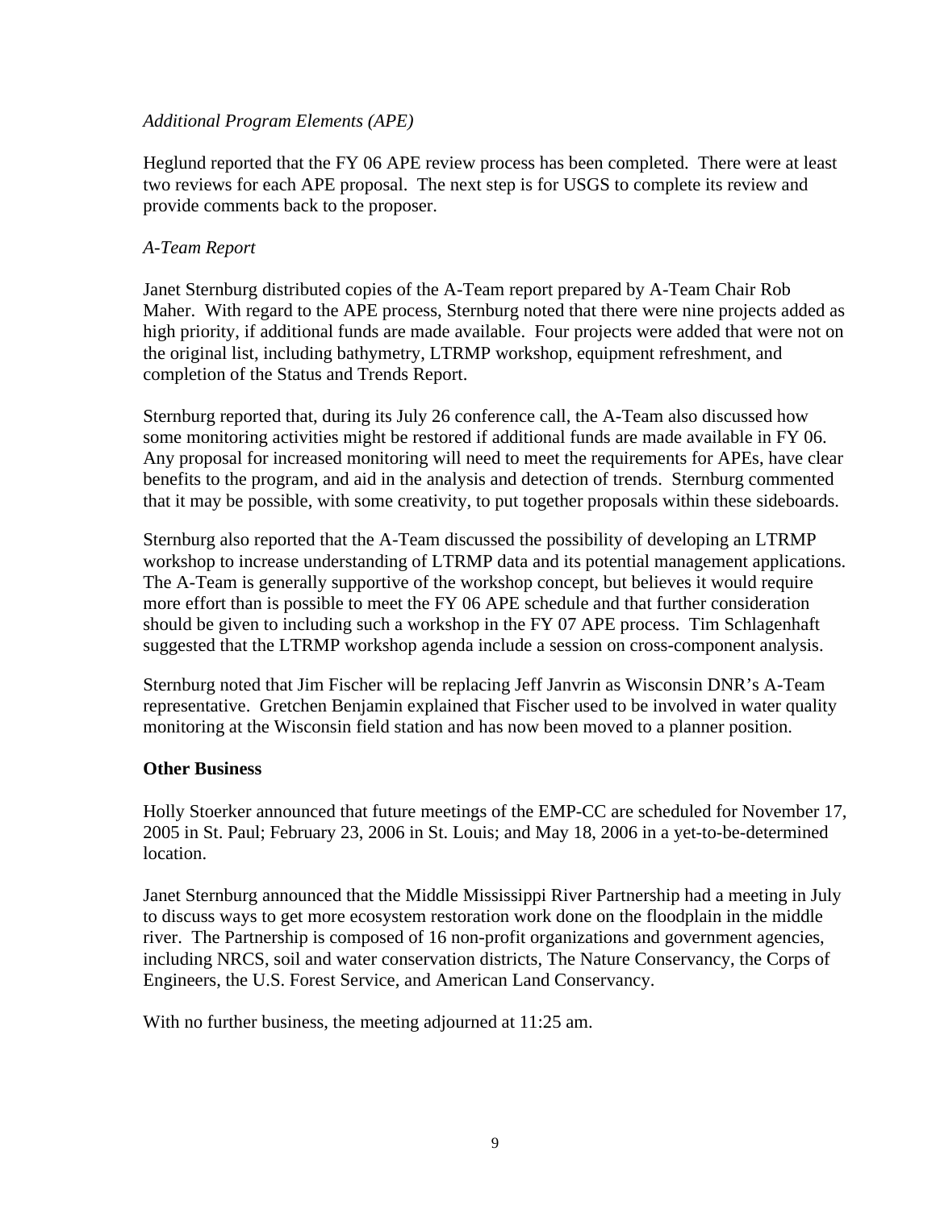*Additional Program Elements (APE)*

Heglund reported that the FY 06 APE review process has been completed. There were at least two reviews for each APE proposal. The next step is for USGS to complete its review and provide comments back to the proposer.

*A-Team Report*

Janet Sternburg distributed copies of the A-Team report prepared by A-Team Chair Rob Maher. With regard to the APE process, Sternburg noted that there were nine projects added as high priority, if additional funds are made available. Four projects were added that were not on the original list, including bathymetry, LTRMP workshop, equipment refreshment, and completion of the Status and Trends Report.

Sternburg reported that, during its July 26 conference call, the A-Team also discussed how some monitoring activities might be restored if additional funds are made available in FY 06. Any proposal for increased monitoring will need to meet the requirements for APEs, have clear benefits to the program, and aid in the analysis and detection of trends. Sternburg commented that it may be possible, with some creativity, to put together proposals within these sideboards.

Sternburg also reported that the A-Team discussed the possibility of developing an LTRMP workshop to increase understanding of LTRMP data and its potential management applications. The A-Team is generally supportive of the workshop concept, but believes it would require more effort than is possible to meet the FY 06 APE schedule and that further consideration should be given to including such a workshop in the FY 07 APE process. Tim Schlagenhaft suggested that the LTRMP workshop agenda include a session on cross-component analysis.

Sternburg noted that Jim Fischer will be replacing Jeff Janvrin as Wisconsin DNR's A-Team representative. Gretchen Benjamin explained that Fischer used to be involved in water quality monitoring at the Wisconsin field station and has now been moved to a planner position.

## Other Business

Holly Stoerker announced that future meetings of the EMP-CC are scheduled for November 17, 2005 in St. Paul; February 23, 2006 in St. Louis; and May 18, 2006 in a yet-to-be-determined location.

Janet Sternburg announced that the Middle Mississippi River Partnership had a meeting in July to discuss ways to get more ecosystem restoration work done on the floodplain in the middle river. The Partnership is composed of 16 non-profit organizations and government agencies, including NRCS, soil and water conservation districts, The Nature Conservancy, the Corps of Engineers, the U.S. Forest Service, and American Land Conservancy.

With no further business, the meeting adjourned at 11:25 am.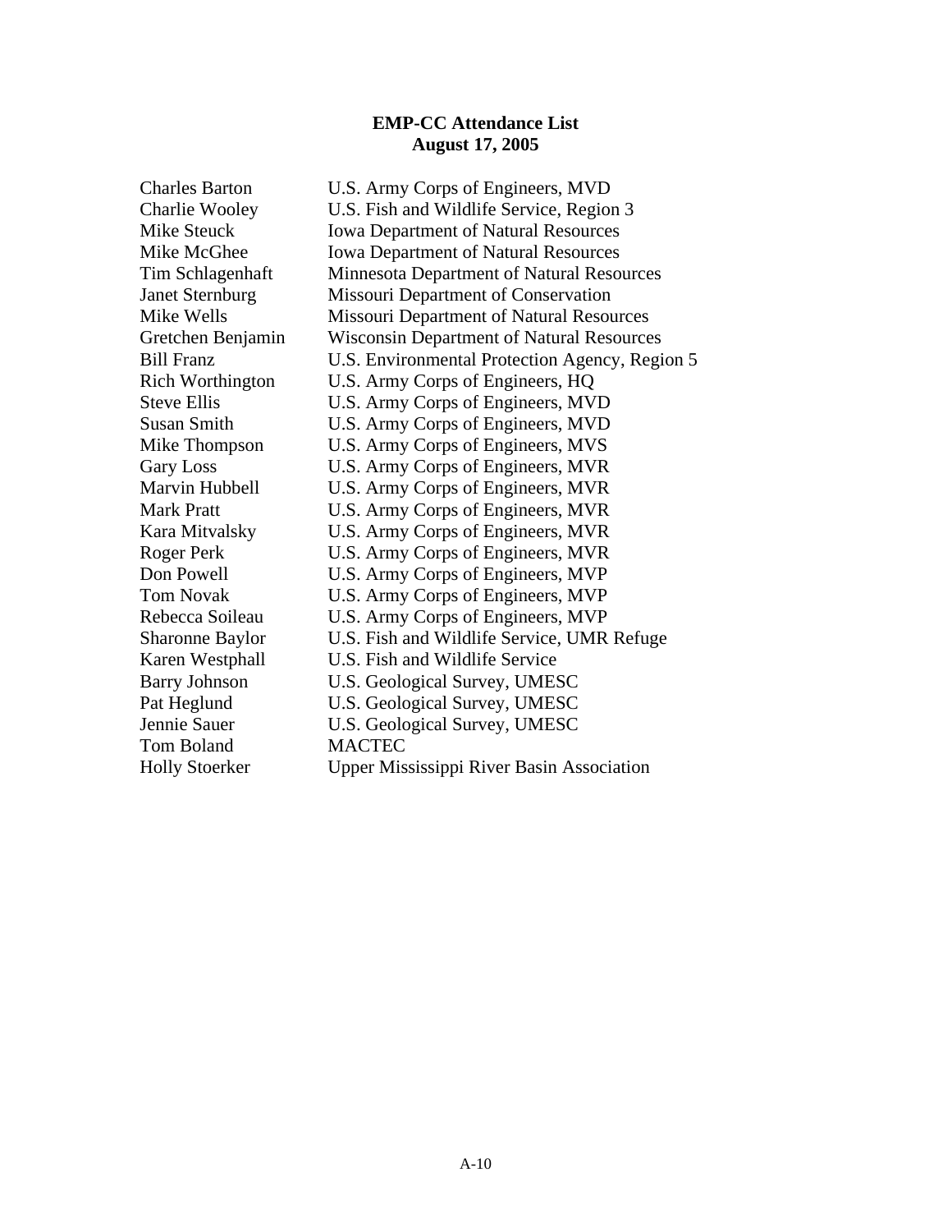**EMP-CC Attendance List**
**August 17, 2005**

| | |
|---|---|
| Charles Barton | U.S. Army Corps of Engineers, MVD |
| Charlie Wooley | U.S. Fish and Wildlife Service, Region 3 |
| Mike Steuck | Iowa Department of Natural Resources |
| Mike McGhee | Iowa Department of Natural Resources |
| Tim Schlagenhaft | Minnesota Department of Natural Resources |
| Janet Sternburg | Missouri Department of Conservation |
| Mike Wells | Missouri Department of Natural Resources |
| Gretchen Benjamin | Wisconsin Department of Natural Resources |
| Bill Franz | U.S. Environmental Protection Agency, Region 5 |
| Rich Worthington | U.S. Army Corps of Engineers, HQ |
| Steve Ellis | U.S. Army Corps of Engineers, MVD |
| Susan Smith | U.S. Army Corps of Engineers, MVD |
| Mike Thompson | U.S. Army Corps of Engineers, MVS |
| Gary Loss | U.S. Army Corps of Engineers, MVR |
| Marvin Hubbell | U.S. Army Corps of Engineers, MVR |
| Mark Pratt | U.S. Army Corps of Engineers, MVR |
| Kara Mitvalsky | U.S. Army Corps of Engineers, MVR |
| Roger Perk | U.S. Army Corps of Engineers, MVR |
| Don Powell | U.S. Army Corps of Engineers, MVP |
| Tom Novak | U.S. Army Corps of Engineers, MVP |
| Rebecca Soileau | U.S. Army Corps of Engineers, MVP |
| Sharonne Baylor | U.S. Fish and Wildlife Service, UMR Refuge |
| Karen Westphall | U.S. Fish and Wildlife Service |
| Barry Johnson | U.S. Geological Survey, UMESC |
| Pat Heglund | U.S. Geological Survey, UMESC |
| Jennie Sauer | U.S. Geological Survey, UMESC |
| Tom Boland | MACTEC |
| Holly Stoerker | Upper Mississippi River Basin Association |